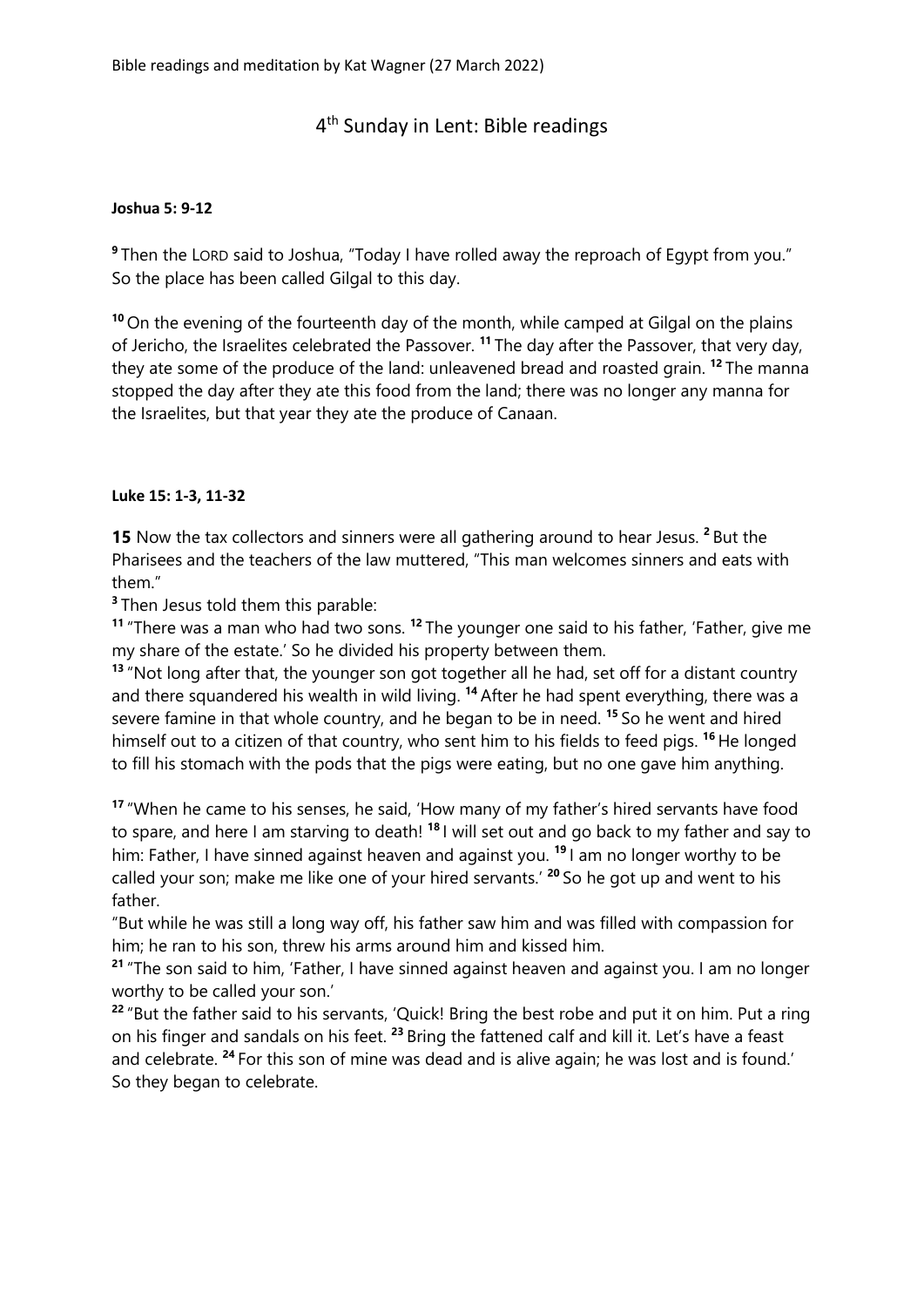Bible readings and meditation by Kat Wagner (27 March 2022)

# 4th Sunday in Lent: Bible readings

**Joshua 5: 9-12**

[9] Then the LORD said to Joshua, "Today I have rolled away the reproach of Egypt from you." So the place has been called Gilgal to this day.

[10] On the evening of the fourteenth day of the month, while camped at Gilgal on the plains of Jericho, the Israelites celebrated the Passover. [11] The day after the Passover, that very day, they ate some of the produce of the land: unleavened bread and roasted grain. [12] The manna stopped the day after they ate this food from the land; there was no longer any manna for the Israelites, but that year they ate the produce of Canaan.

**Luke 15: 1-3, 11-32**

**15** Now the tax collectors and sinners were all gathering around to hear Jesus. [2] But the Pharisees and the teachers of the law muttered, "This man welcomes sinners and eats with them."

[3] Then Jesus told them this parable:

[11] "There was a man who had two sons. [12] The younger one said to his father, 'Father, give me my share of the estate.' So he divided his property between them.

[13] "Not long after that, the younger son got together all he had, set off for a distant country and there squandered his wealth in wild living. [14] After he had spent everything, there was a severe famine in that whole country, and he began to be in need. [15] So he went and hired himself out to a citizen of that country, who sent him to his fields to feed pigs. [16] He longed to fill his stomach with the pods that the pigs were eating, but no one gave him anything.

[17] "When he came to his senses, he said, 'How many of my father's hired servants have food to spare, and here I am starving to death! [18] I will set out and go back to my father and say to him: Father, I have sinned against heaven and against you. [19] I am no longer worthy to be called your son; make me like one of your hired servants.' [20] So he got up and went to his father.

"But while he was still a long way off, his father saw him and was filled with compassion for him; he ran to his son, threw his arms around him and kissed him.

[21] "The son said to him, 'Father, I have sinned against heaven and against you. I am no longer worthy to be called your son.'

[22] "But the father said to his servants, 'Quick! Bring the best robe and put it on him. Put a ring on his finger and sandals on his feet. [23] Bring the fattened calf and kill it. Let's have a feast and celebrate. [24] For this son of mine was dead and is alive again; he was lost and is found.' So they began to celebrate.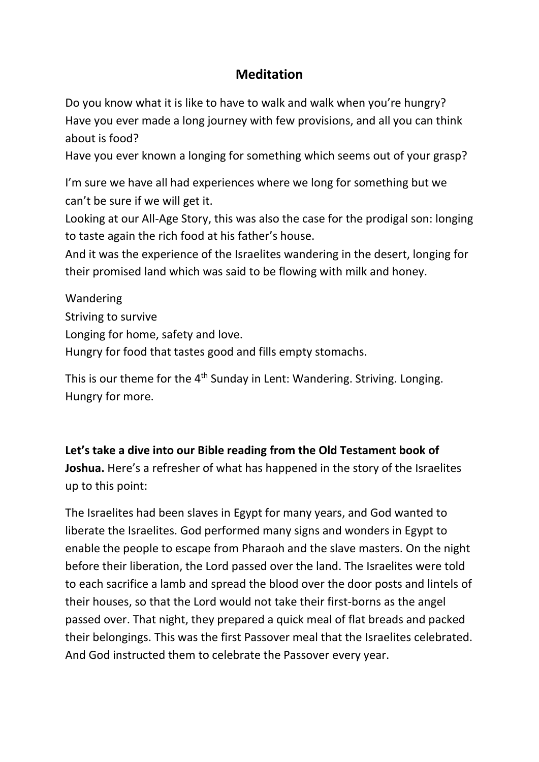## Meditation

Do you know what it is like to have to walk and walk when you're hungry?
Have you ever made a long journey with few provisions, and all you can think about is food?
Have you ever known a longing for something which seems out of your grasp?

I'm sure we have all had experiences where we long for something but we can't be sure if we will get it.
Looking at our All-Age Story, this was also the case for the prodigal son: longing to taste again the rich food at his father's house.
And it was the experience of the Israelites wandering in the desert, longing for their promised land which was said to be flowing with milk and honey.

Wandering
Striving to survive
Longing for home, safety and love.
Hungry for food that tastes good and fills empty stomachs.

This is our theme for the 4th Sunday in Lent: Wandering. Striving. Longing. Hungry for more.

**Let's take a dive into our Bible reading from the Old Testament book of Joshua.** Here's a refresher of what has happened in the story of the Israelites up to this point:

The Israelites had been slaves in Egypt for many years, and God wanted to liberate the Israelites. God performed many signs and wonders in Egypt to enable the people to escape from Pharaoh and the slave masters. On the night before their liberation, the Lord passed over the land. The Israelites were told to each sacrifice a lamb and spread the blood over the door posts and lintels of their houses, so that the Lord would not take their first-borns as the angel passed over. That night, they prepared a quick meal of flat breads and packed their belongings. This was the first Passover meal that the Israelites celebrated. And God instructed them to celebrate the Passover every year.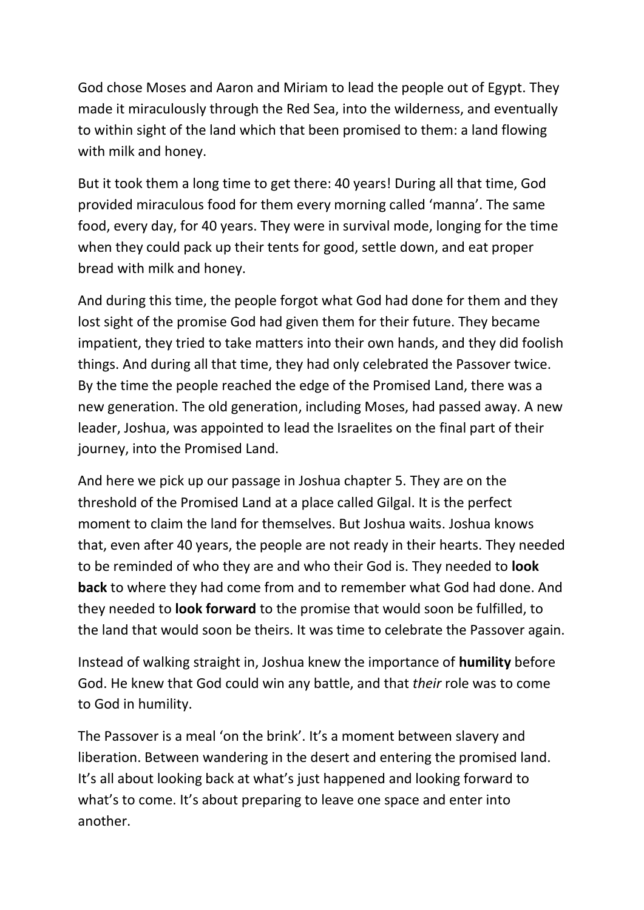God chose Moses and Aaron and Miriam to lead the people out of Egypt. They made it miraculously through the Red Sea, into the wilderness, and eventually to within sight of the land which that been promised to them: a land flowing with milk and honey.

But it took them a long time to get there: 40 years! During all that time, God provided miraculous food for them every morning called 'manna'. The same food, every day, for 40 years. They were in survival mode, longing for the time when they could pack up their tents for good, settle down, and eat proper bread with milk and honey.

And during this time, the people forgot what God had done for them and they lost sight of the promise God had given them for their future. They became impatient, they tried to take matters into their own hands, and they did foolish things. And during all that time, they had only celebrated the Passover twice. By the time the people reached the edge of the Promised Land, there was a new generation. The old generation, including Moses, had passed away. A new leader, Joshua, was appointed to lead the Israelites on the final part of their journey, into the Promised Land.

And here we pick up our passage in Joshua chapter 5. They are on the threshold of the Promised Land at a place called Gilgal. It is the perfect moment to claim the land for themselves. But Joshua waits. Joshua knows that, even after 40 years, the people are not ready in their hearts. They needed to be reminded of who they are and who their God is. They needed to **look back** to where they had come from and to remember what God had done. And they needed to **look forward** to the promise that would soon be fulfilled, to the land that would soon be theirs. It was time to celebrate the Passover again.

Instead of walking straight in, Joshua knew the importance of **humility** before God. He knew that God could win any battle, and that *their* role was to come to God in humility.

The Passover is a meal 'on the brink'. It's a moment between slavery and liberation. Between wandering in the desert and entering the promised land. It's all about looking back at what's just happened and looking forward to what's to come. It's about preparing to leave one space and enter into another.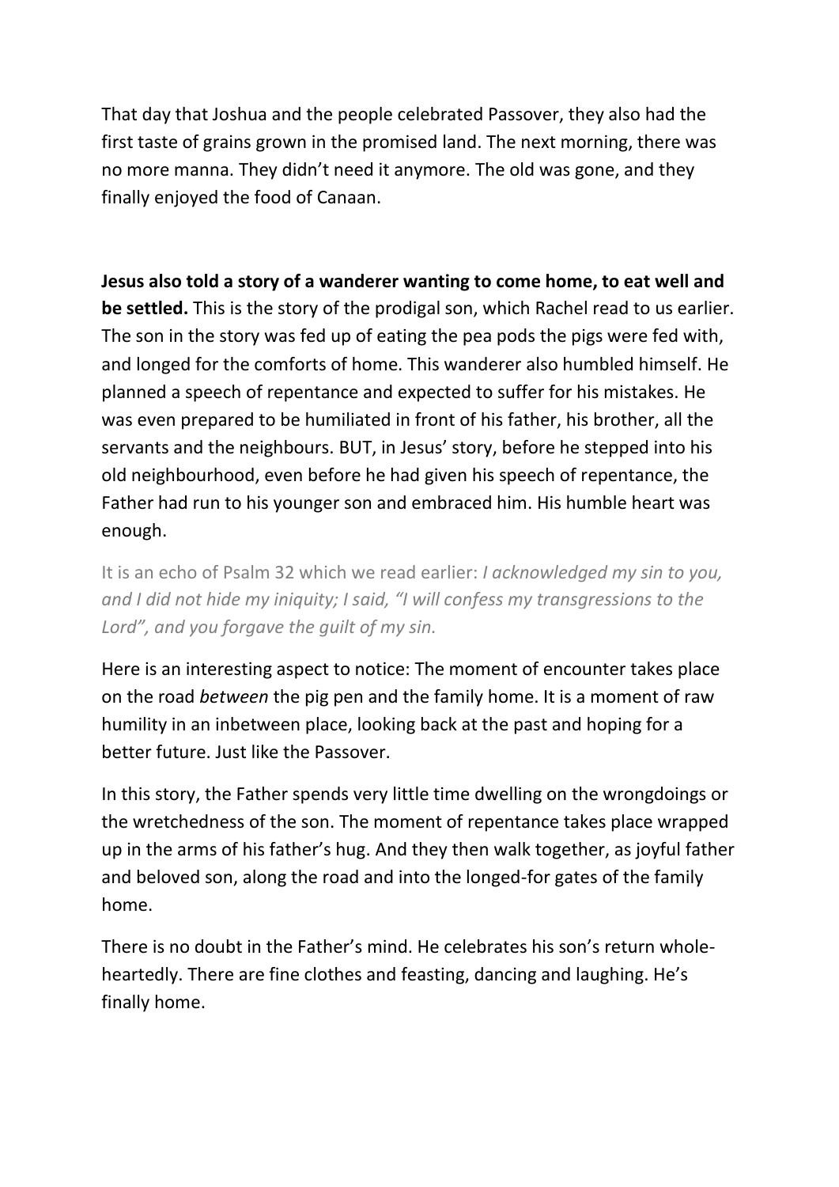That day that Joshua and the people celebrated Passover, they also had the first taste of grains grown in the promised land. The next morning, there was no more manna. They didn't need it anymore. The old was gone, and they finally enjoyed the food of Canaan.

**Jesus also told a story of a wanderer wanting to come home, to eat well and be settled.** This is the story of the prodigal son, which Rachel read to us earlier. The son in the story was fed up of eating the pea pods the pigs were fed with, and longed for the comforts of home. This wanderer also humbled himself. He planned a speech of repentance and expected to suffer for his mistakes. He was even prepared to be humiliated in front of his father, his brother, all the servants and the neighbours. BUT, in Jesus' story, before he stepped into his old neighbourhood, even before he had given his speech of repentance, the Father had run to his younger son and embraced him. His humble heart was enough.

It is an echo of Psalm 32 which we read earlier: *I acknowledged my sin to you, and I did not hide my iniquity; I said, "I will confess my transgressions to the Lord", and you forgave the guilt of my sin.*

Here is an interesting aspect to notice: The moment of encounter takes place on the road *between* the pig pen and the family home. It is a moment of raw humility in an inbetween place, looking back at the past and hoping for a better future. Just like the Passover.

In this story, the Father spends very little time dwelling on the wrongdoings or the wretchedness of the son. The moment of repentance takes place wrapped up in the arms of his father's hug. And they then walk together, as joyful father and beloved son, along the road and into the longed-for gates of the family home.

There is no doubt in the Father's mind. He celebrates his son's return whole-heartedly. There are fine clothes and feasting, dancing and laughing. He's finally home.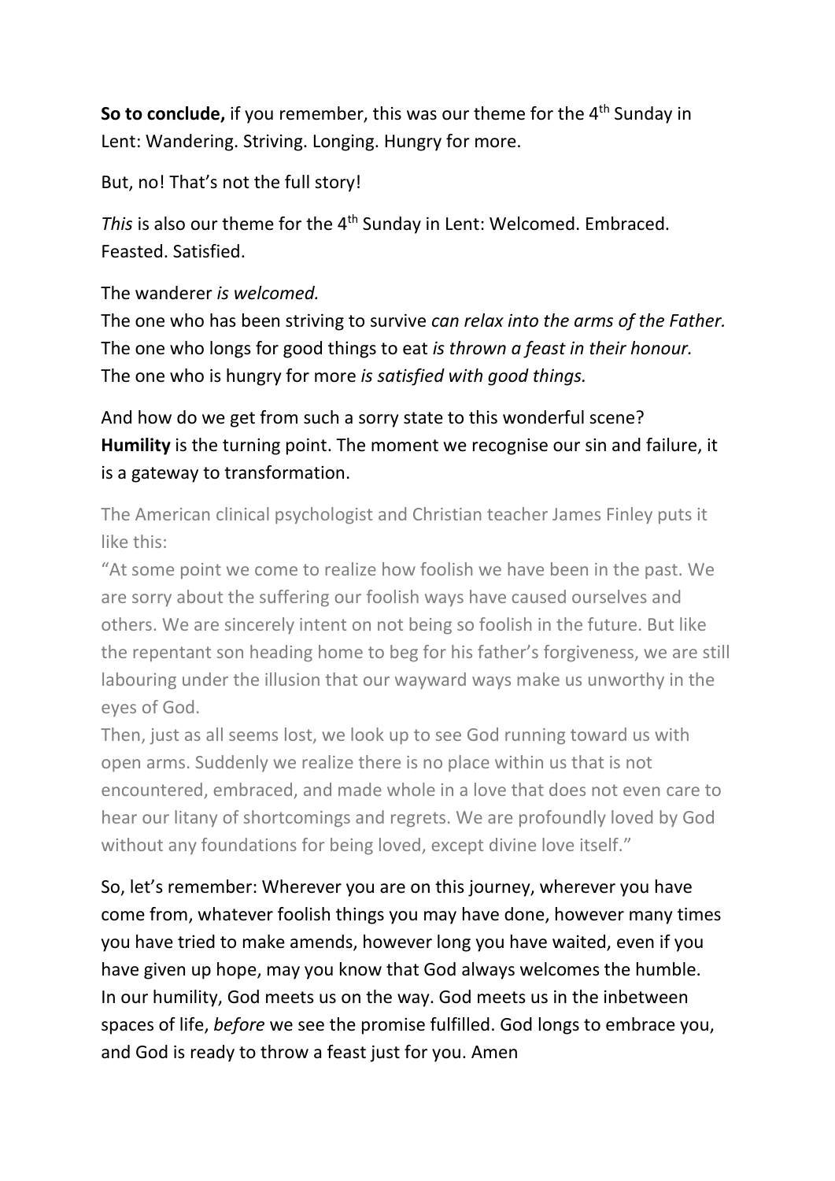**So to conclude,** if you remember, this was our theme for the 4th Sunday in Lent: Wandering. Striving. Longing. Hungry for more.

But, no! That's not the full story!

*This* is also our theme for the 4th Sunday in Lent: Welcomed. Embraced. Feasted. Satisfied.

The wanderer *is welcomed.*
The one who has been striving to survive *can relax into the arms of the Father.*
The one who longs for good things to eat *is thrown a feast in their honour.*
The one who is hungry for more *is satisfied with good things.*

And how do we get from such a sorry state to this wonderful scene? **Humility** is the turning point. The moment we recognise our sin and failure, it is a gateway to transformation.

The American clinical psychologist and Christian teacher James Finley puts it like this:
"At some point we come to realize how foolish we have been in the past. We are sorry about the suffering our foolish ways have caused ourselves and others. We are sincerely intent on not being so foolish in the future. But like the repentant son heading home to beg for his father's forgiveness, we are still labouring under the illusion that our wayward ways make us unworthy in the eyes of God.
Then, just as all seems lost, we look up to see God running toward us with open arms. Suddenly we realize there is no place within us that is not encountered, embraced, and made whole in a love that does not even care to hear our litany of shortcomings and regrets. We are profoundly loved by God without any foundations for being loved, except divine love itself."

So, let's remember: Wherever you are on this journey, wherever you have come from, whatever foolish things you may have done, however many times you have tried to make amends, however long you have waited, even if you have given up hope, may you know that God always welcomes the humble. In our humility, God meets us on the way. God meets us in the inbetween spaces of life, *before* we see the promise fulfilled. God longs to embrace you, and God is ready to throw a feast just for you. Amen